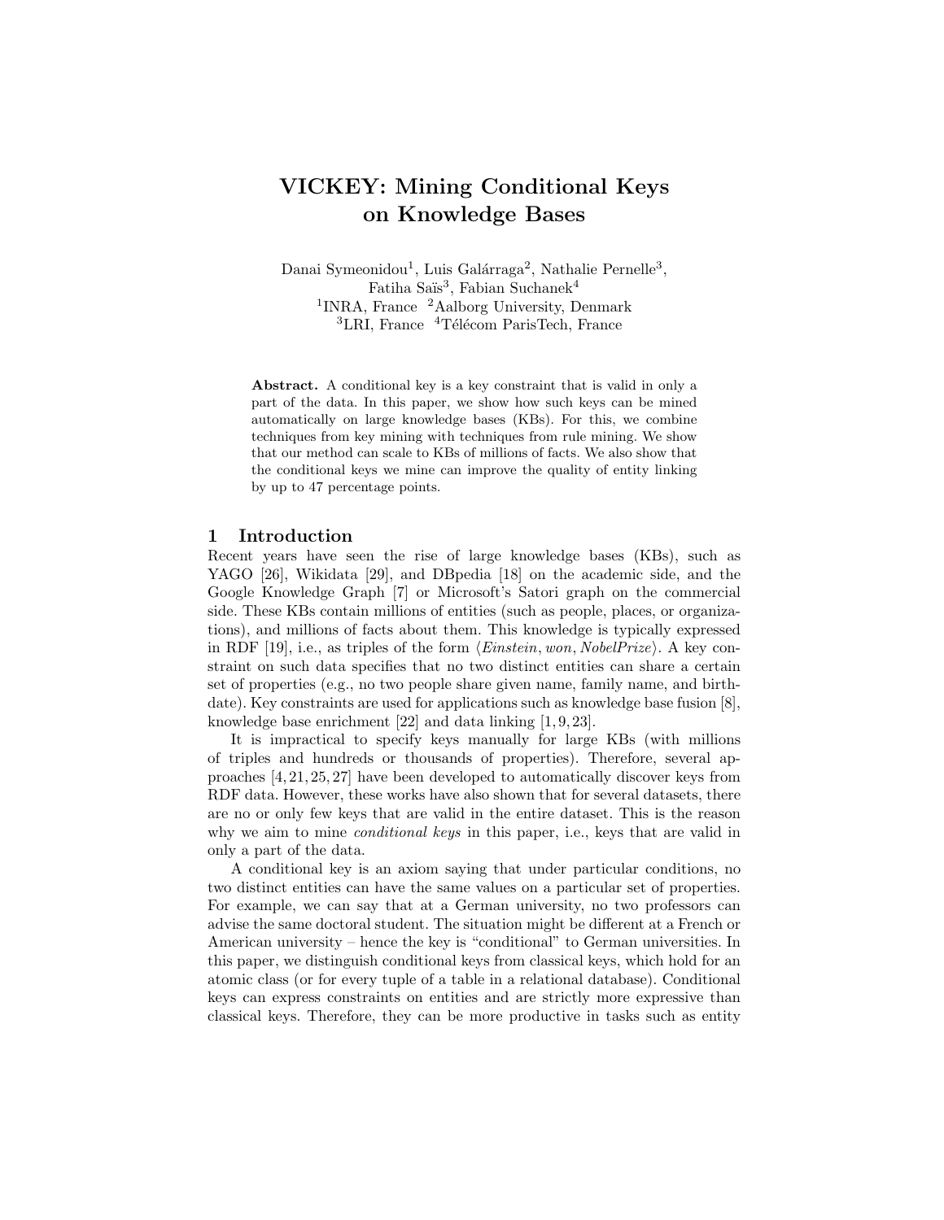# VICKEY: Mining Conditional Keys on Knowledge Bases

Danai Symeonidou[1], Luis Galárraga[2], Nathalie Pernelle[3], Fatiha Saïs[3], Fabian Suchanek[4]

[1]INRA, France [2]Aalborg University, Denmark
[3]LRI, France [4]Télécom ParisTech, France

**Abstract.** A conditional key is a key constraint that is valid in only a part of the data. In this paper, we show how such keys can be mined automatically on large knowledge bases (KBs). For this, we combine techniques from key mining with techniques from rule mining. We show that our method can scale to KBs of millions of facts. We also show that the conditional keys we mine can improve the quality of entity linking by up to 47 percentage points.

## 1 Introduction

Recent years have seen the rise of large knowledge bases (KBs), such as YAGO [26], Wikidata [29], and DBpedia [18] on the academic side, and the Google Knowledge Graph [7] or Microsoft's Satori graph on the commercial side. These KBs contain millions of entities (such as people, places, or organizations), and millions of facts about them. This knowledge is typically expressed in RDF [19], i.e., as triples of the form ⟨*Einstein*, *won*, *NobelPrize*⟩. A key constraint on such data specifies that no two distinct entities can share a certain set of properties (e.g., no two people share given name, family name, and birthdate). Key constraints are used for applications such as knowledge base fusion [8], knowledge base enrichment [22] and data linking [1, 9, 23].

It is impractical to specify keys manually for large KBs (with millions of triples and hundreds or thousands of properties). Therefore, several approaches [4, 21, 25, 27] have been developed to automatically discover keys from RDF data. However, these works have also shown that for several datasets, there are no or only few keys that are valid in the entire dataset. This is the reason why we aim to mine *conditional keys* in this paper, i.e., keys that are valid in only a part of the data.

A conditional key is an axiom saying that under particular conditions, no two distinct entities can have the same values on a particular set of properties. For example, we can say that at a German university, no two professors can advise the same doctoral student. The situation might be different at a French or American university – hence the key is "conditional" to German universities. In this paper, we distinguish conditional keys from classical keys, which hold for an atomic class (or for every tuple of a table in a relational database). Conditional keys can express constraints on entities and are strictly more expressive than classical keys. Therefore, they can be more productive in tasks such as entity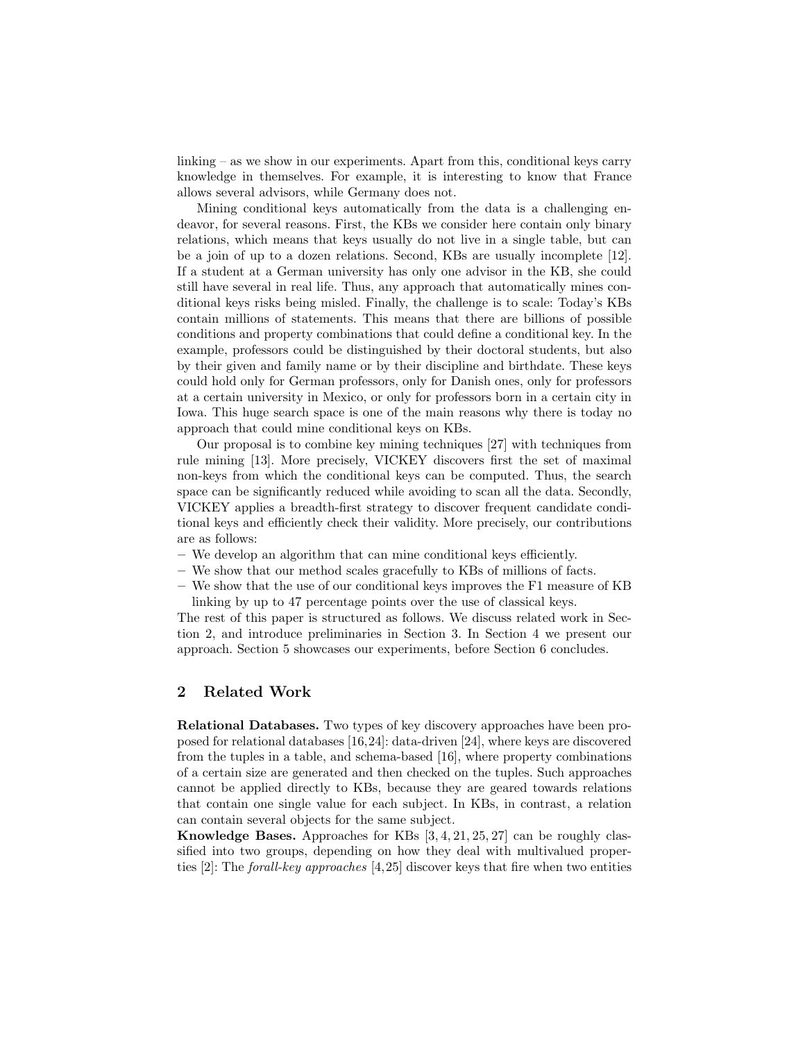linking – as we show in our experiments. Apart from this, conditional keys carry knowledge in themselves. For example, it is interesting to know that France allows several advisors, while Germany does not.

Mining conditional keys automatically from the data is a challenging endeavor, for several reasons. First, the KBs we consider here contain only binary relations, which means that keys usually do not live in a single table, but can be a join of up to a dozen relations. Second, KBs are usually incomplete [12]. If a student at a German university has only one advisor in the KB, she could still have several in real life. Thus, any approach that automatically mines conditional keys risks being misled. Finally, the challenge is to scale: Today's KBs contain millions of statements. This means that there are billions of possible conditions and property combinations that could define a conditional key. In the example, professors could be distinguished by their doctoral students, but also by their given and family name or by their discipline and birthdate. These keys could hold only for German professors, only for Danish ones, only for professors at a certain university in Mexico, or only for professors born in a certain city in Iowa. This huge search space is one of the main reasons why there is today no approach that could mine conditional keys on KBs.

Our proposal is to combine key mining techniques [27] with techniques from rule mining [13]. More precisely, VICKEY discovers first the set of maximal non-keys from which the conditional keys can be computed. Thus, the search space can be significantly reduced while avoiding to scan all the data. Secondly, VICKEY applies a breadth-first strategy to discover frequent candidate conditional keys and efficiently check their validity. More precisely, our contributions are as follows:

- We develop an algorithm that can mine conditional keys efficiently.
- We show that our method scales gracefully to KBs of millions of facts.
- We show that the use of our conditional keys improves the F1 measure of KB linking by up to 47 percentage points over the use of classical keys.

The rest of this paper is structured as follows. We discuss related work in Section 2, and introduce preliminaries in Section 3. In Section 4 we present our approach. Section 5 showcases our experiments, before Section 6 concludes.

## 2 Related Work

**Relational Databases.** Two types of key discovery approaches have been proposed for relational databases [16,24]: data-driven [24], where keys are discovered from the tuples in a table, and schema-based [16], where property combinations of a certain size are generated and then checked on the tuples. Such approaches cannot be applied directly to KBs, because they are geared towards relations that contain one single value for each subject. In KBs, in contrast, a relation can contain several objects for the same subject.

**Knowledge Bases.** Approaches for KBs [3, 4, 21, 25, 27] can be roughly classified into two groups, depending on how they deal with multivalued properties [2]: The *forall-key approaches* [4,25] discover keys that fire when two entities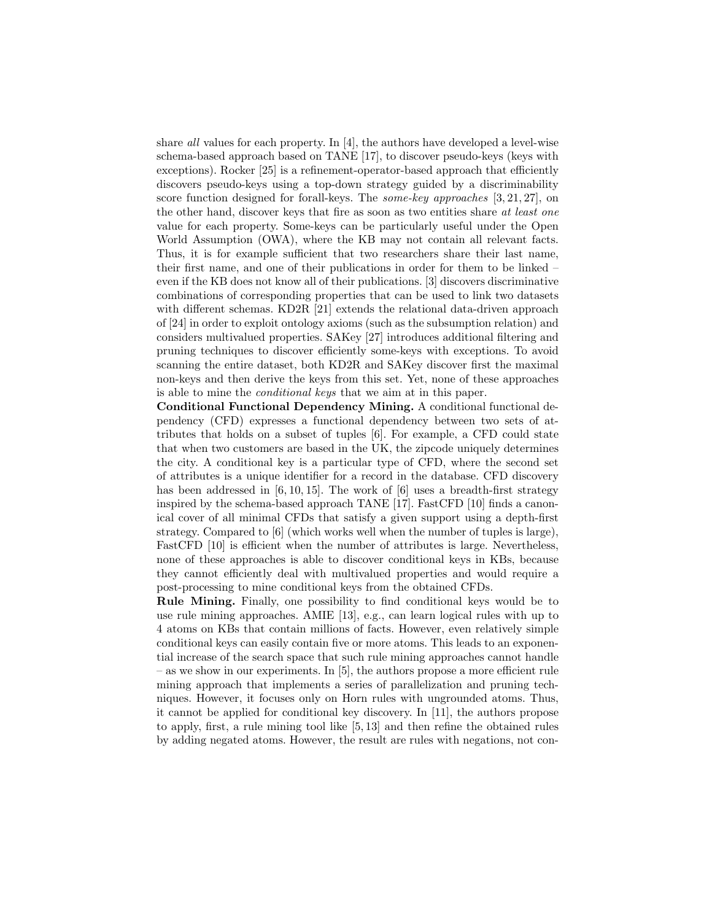share *all* values for each property. In [4], the authors have developed a level-wise schema-based approach based on TANE [17], to discover pseudo-keys (keys with exceptions). Rocker [25] is a refinement-operator-based approach that efficiently discovers pseudo-keys using a top-down strategy guided by a discriminability score function designed for forall-keys. The *some-key approaches* [3, 21, 27], on the other hand, discover keys that fire as soon as two entities share *at least one* value for each property. Some-keys can be particularly useful under the Open World Assumption (OWA), where the KB may not contain all relevant facts. Thus, it is for example sufficient that two researchers share their last name, their first name, and one of their publications in order for them to be linked – even if the KB does not know all of their publications. [3] discovers discriminative combinations of corresponding properties that can be used to link two datasets with different schemas. KD2R [21] extends the relational data-driven approach of [24] in order to exploit ontology axioms (such as the subsumption relation) and considers multivalued properties. SAKey [27] introduces additional filtering and pruning techniques to discover efficiently some-keys with exceptions. To avoid scanning the entire dataset, both KD2R and SAKey discover first the maximal non-keys and then derive the keys from this set. Yet, none of these approaches is able to mine the *conditional keys* that we aim at in this paper.

**Conditional Functional Dependency Mining.** A conditional functional dependency (CFD) expresses a functional dependency between two sets of attributes that holds on a subset of tuples [6]. For example, a CFD could state that when two customers are based in the UK, the zipcode uniquely determines the city. A conditional key is a particular type of CFD, where the second set of attributes is a unique identifier for a record in the database. CFD discovery has been addressed in [6, 10, 15]. The work of [6] uses a breadth-first strategy inspired by the schema-based approach TANE [17]. FastCFD [10] finds a canonical cover of all minimal CFDs that satisfy a given support using a depth-first strategy. Compared to [6] (which works well when the number of tuples is large), FastCFD [10] is efficient when the number of attributes is large. Nevertheless, none of these approaches is able to discover conditional keys in KBs, because they cannot efficiently deal with multivalued properties and would require a post-processing to mine conditional keys from the obtained CFDs.

**Rule Mining.** Finally, one possibility to find conditional keys would be to use rule mining approaches. AMIE [13], e.g., can learn logical rules with up to 4 atoms on KBs that contain millions of facts. However, even relatively simple conditional keys can easily contain five or more atoms. This leads to an exponential increase of the search space that such rule mining approaches cannot handle – as we show in our experiments. In [5], the authors propose a more efficient rule mining approach that implements a series of parallelization and pruning techniques. However, it focuses only on Horn rules with ungrounded atoms. Thus, it cannot be applied for conditional key discovery. In [11], the authors propose to apply, first, a rule mining tool like [5, 13] and then refine the obtained rules by adding negated atoms. However, the result are rules with negations, not con-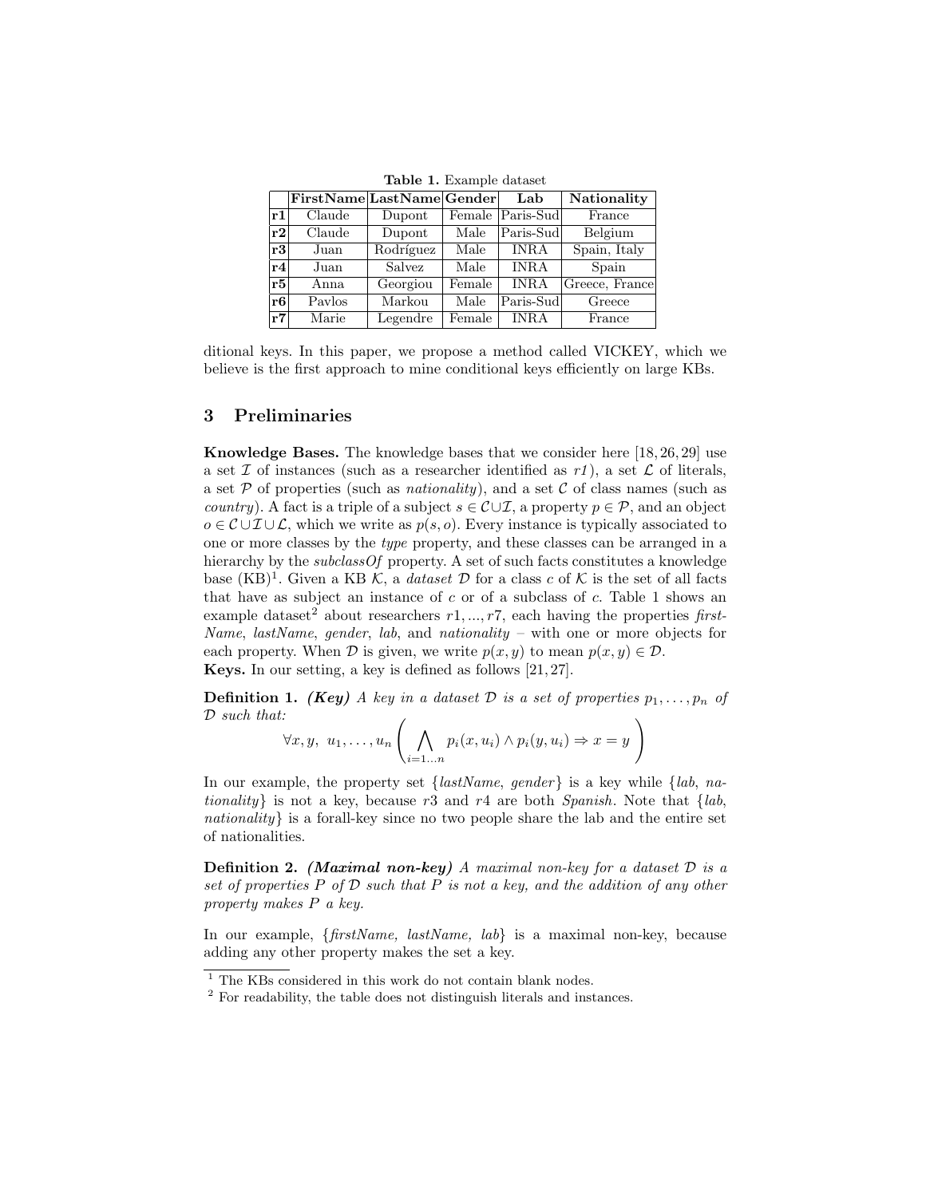**Table 1.** Example dataset

| | FirstName | LastName | Gender | Lab | Nationality |
|---|---|---|---|---|---|
| **r1** | Claude | Dupont | Female | Paris-Sud | France |
| **r2** | Claude | Dupont | Male | Paris-Sud | Belgium |
| **r3** | Juan | Rodríguez | Male | INRA | Spain, Italy |
| **r4** | Juan | Salvez | Male | INRA | Spain |
| **r5** | Anna | Georgiou | Female | INRA | Greece, France |
| **r6** | Pavlos | Markou | Male | Paris-Sud | Greece |
| **r7** | Marie | Legendre | Female | INRA | France |

ditional keys. In this paper, we propose a method called VICKEY, which we believe is the first approach to mine conditional keys efficiently on large KBs.

## 3 Preliminaries

**Knowledge Bases.** The knowledge bases that we consider here [18, 26, 29] use a set $\mathcal{I}$ of instances (such as a researcher identified as *r1*), a set $\mathcal{L}$ of literals, a set $\mathcal{P}$ of properties (such as *nationality*), and a set $\mathcal{C}$ of class names (such as *country*). A fact is a triple of a subject $s \in \mathcal{C} \cup \mathcal{I}$, a property $p \in \mathcal{P}$, and an object $o \in \mathcal{C} \cup \mathcal{I} \cup \mathcal{L}$, which we write as $p(s, o)$. Every instance is typically associated to one or more classes by the *type* property, and these classes can be arranged in a hierarchy by the *subclassOf* property. A set of such facts constitutes a knowledge base (KB)[1]. Given a KB $\mathcal{K}$, a *dataset* $\mathcal{D}$ for a class $c$ of $\mathcal{K}$ is the set of all facts that have as subject an instance of $c$ or of a subclass of $c$. Table 1 shows an example dataset[2] about researchers $r1, ..., r7$, each having the properties *firstName*, *lastName*, *gender*, *lab*, and *nationality* – with one or more objects for each property. When $\mathcal{D}$ is given, we write $p(x, y)$ to mean $p(x, y) \in \mathcal{D}$.

**Keys.** In our setting, a key is defined as follows [21, 27].

**Definition 1.** ***(Key)*** *A key in a dataset $\mathcal{D}$ is a set of properties $p_1, \ldots, p_n$ of $\mathcal{D}$ such that:*

$$\forall x, y,\ u_1, \ldots, u_n \left( \bigwedge_{i=1 \ldots n} p_i(x, u_i) \wedge p_i(y, u_i) \Rightarrow x = y \right)$$

In our example, the property set {*lastName*, *gender*} is a key while {*lab*, *nationality*} is not a key, because $r3$ and $r4$ are both *Spanish*. Note that {*lab*, *nationality*} is a forall-key since no two people share the lab and the entire set of nationalities.

**Definition 2.** ***(Maximal non-key)*** *A maximal non-key for a dataset $\mathcal{D}$ is a set of properties $P$ of $\mathcal{D}$ such that $P$ is not a key, and the addition of any other property makes $P$ a key.*

In our example, {*firstName, lastName, lab*} is a maximal non-key, because adding any other property makes the set a key.

---

[1] The KBs considered in this work do not contain blank nodes.

[2] For readability, the table does not distinguish literals and instances.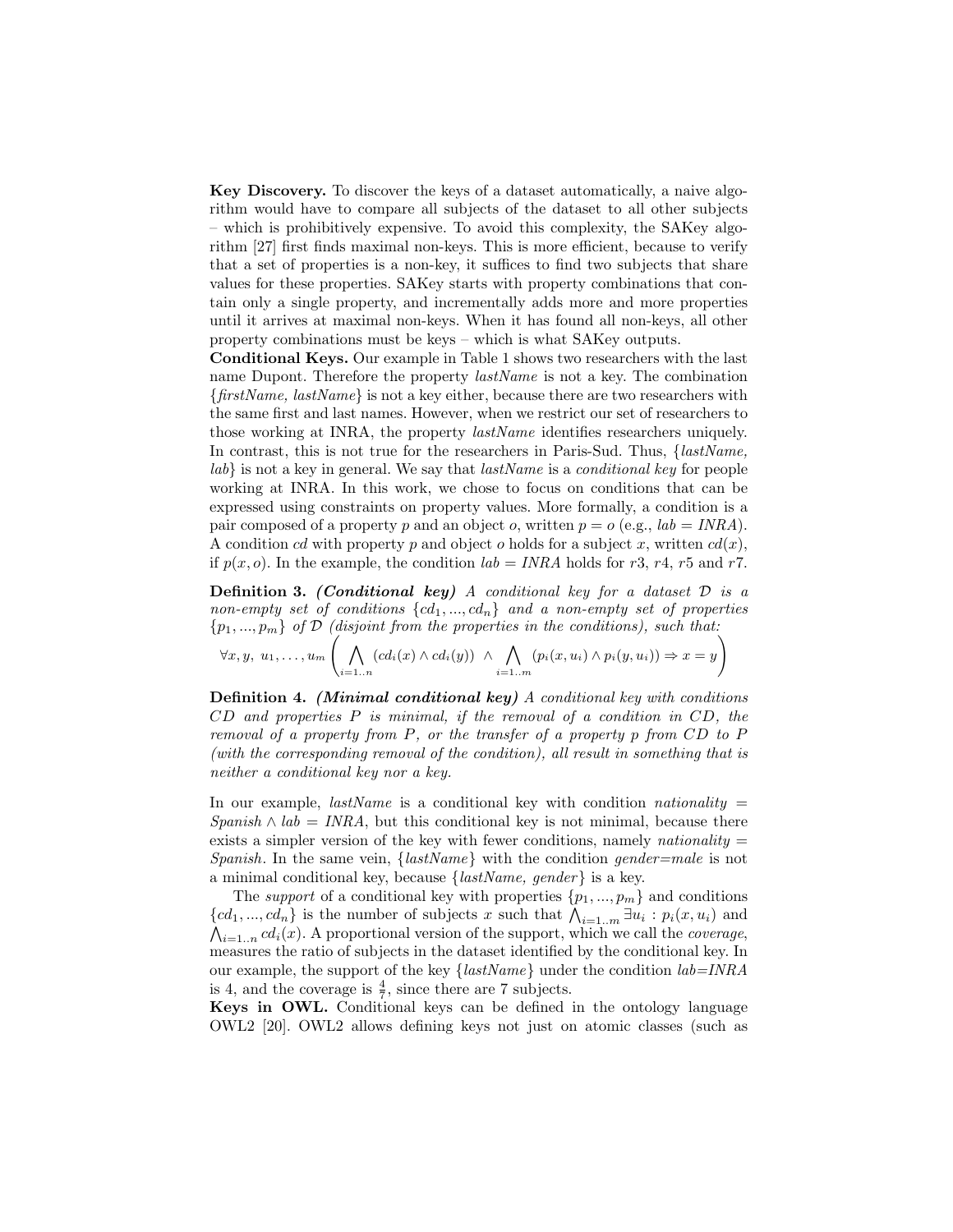**Key Discovery.** To discover the keys of a dataset automatically, a naive algorithm would have to compare all subjects of the dataset to all other subjects – which is prohibitively expensive. To avoid this complexity, the SAKey algorithm [27] first finds maximal non-keys. This is more efficient, because to verify that a set of properties is a non-key, it suffices to find two subjects that share values for these properties. SAKey starts with property combinations that contain only a single property, and incrementally adds more and more properties until it arrives at maximal non-keys. When it has found all non-keys, all other property combinations must be keys – which is what SAKey outputs.

**Conditional Keys.** Our example in Table 1 shows two researchers with the last name Dupont. Therefore the property *lastName* is not a key. The combination {*firstName, lastName*} is not a key either, because there are two researchers with the same first and last names. However, when we restrict our set of researchers to those working at INRA, the property *lastName* identifies researchers uniquely. In contrast, this is not true for the researchers in Paris-Sud. Thus, {*lastName, lab*} is not a key in general. We say that *lastName* is a *conditional key* for people working at INRA. In this work, we chose to focus on conditions that can be expressed using constraints on property values. More formally, a condition is a pair composed of a property $p$ and an object $o$, written $p = o$ (e.g., $lab = INRA$). A condition $cd$ with property $p$ and object $o$ holds for a subject $x$, written $cd(x)$, if $p(x, o)$. In the example, the condition $lab = INRA$ holds for $r3$, $r4$, $r5$ and $r7$.

**Definition 3.** ***(Conditional key)*** *A conditional key for a dataset $\mathcal{D}$ is a non-empty set of conditions $\{cd_1, ..., cd_n\}$ and a non-empty set of properties $\{p_1, ..., p_m\}$ of $\mathcal{D}$ (disjoint from the properties in the conditions), such that:*

$$\forall x, y,\ u_1, \ldots, u_m \left( \bigwedge_{i=1..n} (cd_i(x) \wedge cd_i(y)) \ \wedge \bigwedge_{i=1..m} (p_i(x, u_i) \wedge p_i(y, u_i)) \Rightarrow x = y \right)$$

**Definition 4.** ***(Minimal conditional key)*** *A conditional key with conditions $CD$ and properties $P$ is minimal, if the removal of a condition in $CD$, the removal of a property from $P$, or the transfer of a property $p$ from $CD$ to $P$ (with the corresponding removal of the condition), all result in something that is neither a conditional key nor a key.*

In our example, *lastName* is a conditional key with condition $nationality = Spanish \wedge lab = INRA$, but this conditional key is not minimal, because there exists a simpler version of the key with fewer conditions, namely $nationality = Spanish$. In the same vein, {*lastName*} with the condition $gender{=}male$ is not a minimal conditional key, because {*lastName, gender*} is a key.

The *support* of a conditional key with properties $\{p_1, ..., p_m\}$ and conditions $\{cd_1, ..., cd_n\}$ is the number of subjects $x$ such that $\bigwedge_{i=1..m} \exists u_i : p_i(x, u_i)$ and $\bigwedge_{i=1..n} cd_i(x)$. A proportional version of the support, which we call the *coverage*, measures the ratio of subjects in the dataset identified by the conditional key. In our example, the support of the key {*lastName*} under the condition $lab{=}INRA$ is 4, and the coverage is $\frac{4}{7}$, since there are 7 subjects.

**Keys in OWL.** Conditional keys can be defined in the ontology language OWL2 [20]. OWL2 allows defining keys not just on atomic classes (such as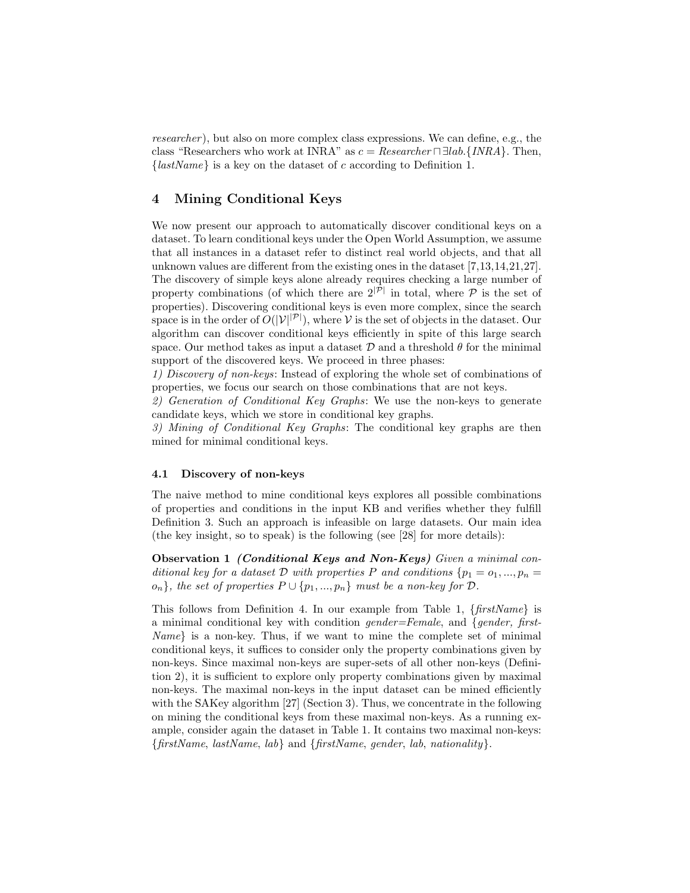*researcher*), but also on more complex class expressions. We can define, e.g., the class "Researchers who work at INRA" as $c = Researcher \sqcap \exists lab.\{INRA\}$. Then, $\{lastName\}$ is a key on the dataset of $c$ according to Definition 1.

## 4 Mining Conditional Keys

We now present our approach to automatically discover conditional keys on a dataset. To learn conditional keys under the Open World Assumption, we assume that all instances in a dataset refer to distinct real world objects, and that all unknown values are different from the existing ones in the dataset [7,13,14,21,27]. The discovery of simple keys alone already requires checking a large number of property combinations (of which there are $2^{|\mathcal{P}|}$ in total, where $\mathcal{P}$ is the set of properties). Discovering conditional keys is even more complex, since the search space is in the order of $O(|\mathcal{V}|^{|\mathcal{P}|})$, where $\mathcal{V}$ is the set of objects in the dataset. Our algorithm can discover conditional keys efficiently in spite of this large search space. Our method takes as input a dataset $\mathcal{D}$ and a threshold $\theta$ for the minimal support of the discovered keys. We proceed in three phases:

1) *Discovery of non-keys*: Instead of exploring the whole set of combinations of properties, we focus our search on those combinations that are not keys.

2) *Generation of Conditional Key Graphs*: We use the non-keys to generate candidate keys, which we store in conditional key graphs.

3) *Mining of Conditional Key Graphs*: The conditional key graphs are then mined for minimal conditional keys.

### 4.1 Discovery of non-keys

The naive method to mine conditional keys explores all possible combinations of properties and conditions in the input KB and verifies whether they fulfill Definition 3. Such an approach is infeasible on large datasets. Our main idea (the key insight, so to speak) is the following (see [28] for more details):

**Observation 1** ***(Conditional Keys and Non-Keys)*** *Given a minimal conditional key for a dataset $\mathcal{D}$ with properties $P$ and conditions $\{p_1 = o_1, ..., p_n = o_n\}$, the set of properties $P \cup \{p_1, ..., p_n\}$ must be a non-key for $\mathcal{D}$.*

This follows from Definition 4. In our example from Table 1, {*firstName*} is a minimal conditional key with condition *gender=Female*, and {*gender, firstName*} is a non-key. Thus, if we want to mine the complete set of minimal conditional keys, it suffices to consider only the property combinations given by non-keys. Since maximal non-keys are super-sets of all other non-keys (Definition 2), it is sufficient to explore only property combinations given by maximal non-keys. The maximal non-keys in the input dataset can be mined efficiently with the SAKey algorithm [27] (Section 3). Thus, we concentrate in the following on mining the conditional keys from these maximal non-keys. As a running example, consider again the dataset in Table 1. It contains two maximal non-keys: {*firstName*, *lastName*, *lab*} and {*firstName*, *gender*, *lab*, *nationality*}.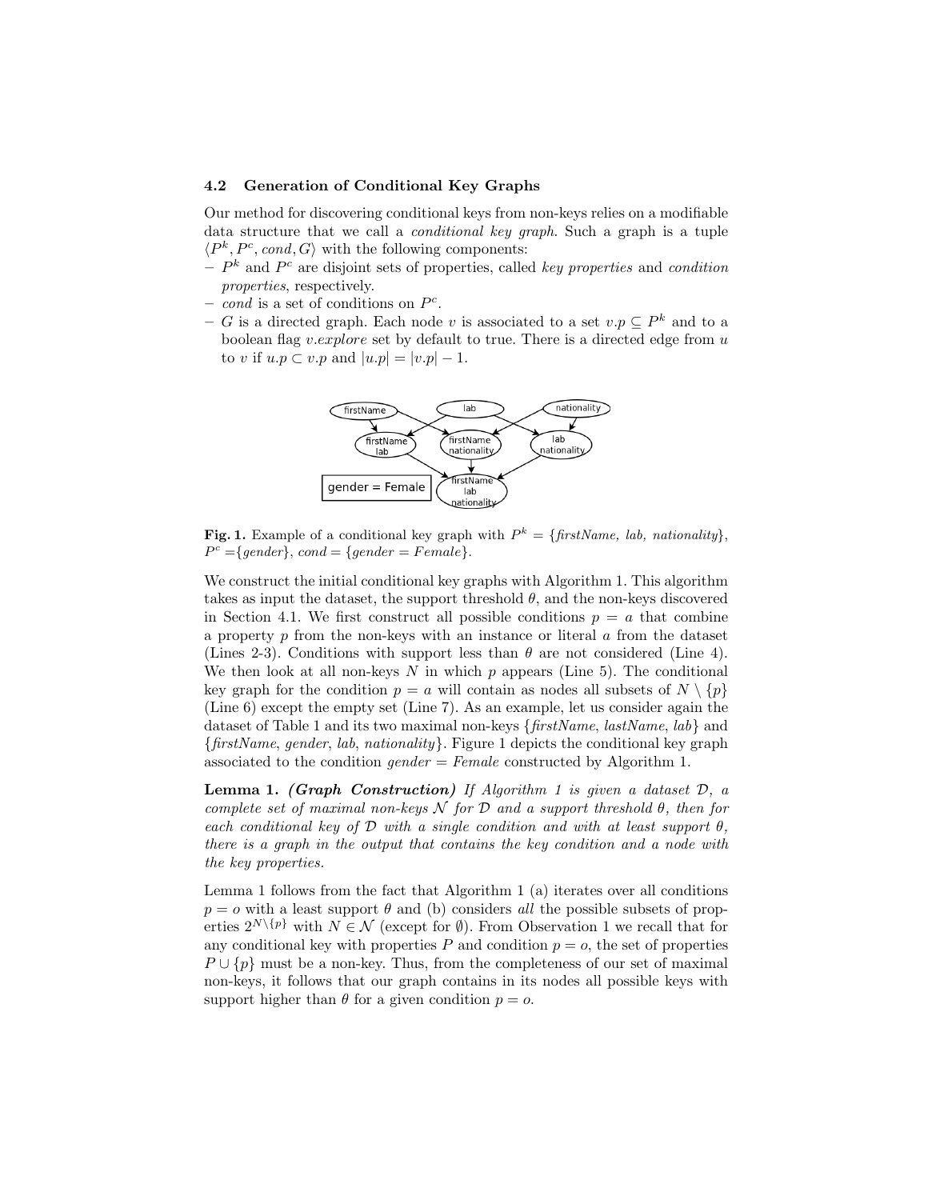### 4.2 Generation of Conditional Key Graphs

Our method for discovering conditional keys from non-keys relies on a modifiable data structure that we call a *conditional key graph*. Such a graph is a tuple $\langle P^k, P^c, cond, G\rangle$ with the following components:

- $P^k$ and $P^c$ are disjoint sets of properties, called *key properties* and *condition properties*, respectively.
- *cond* is a set of conditions on $P^c$.
- $G$ is a directed graph. Each node $v$ is associated to a set $v.p \subseteq P^k$ and to a boolean flag $v.explore$ set by default to true. There is a directed edge from $u$ to $v$ if $u.p \subset v.p$ and $|u.p| = |v.p| - 1$.

**Fig. 1.** Example of a conditional key graph with $P^k$ = {*firstName, lab, nationality*}, $P^c$ ={*gender*}, *cond* = {*gender* = *Female*}.

We construct the initial conditional key graphs with Algorithm 1. This algorithm takes as input the dataset, the support threshold $\theta$, and the non-keys discovered in Section 4.1. We first construct all possible conditions $p = a$ that combine a property $p$ from the non-keys with an instance or literal $a$ from the dataset (Lines 2-3). Conditions with support less than $\theta$ are not considered (Line 4). We then look at all non-keys $N$ in which $p$ appears (Line 5). The conditional key graph for the condition $p = a$ will contain as nodes all subsets of $N \setminus \{p\}$ (Line 6) except the empty set (Line 7). As an example, let us consider again the dataset of Table 1 and its two maximal non-keys {*firstName*, *lastName*, *lab*} and {*firstName*, *gender*, *lab*, *nationality*}. Figure 1 depicts the conditional key graph associated to the condition *gender* = *Female* constructed by Algorithm 1.

**Lemma 1.** ***(Graph Construction)*** *If Algorithm 1 is given a dataset $\mathcal{D}$, a complete set of maximal non-keys $\mathcal{N}$ for $\mathcal{D}$ and a support threshold $\theta$, then for each conditional key of $\mathcal{D}$ with a single condition and with at least support $\theta$, there is a graph in the output that contains the key condition and a node with the key properties.*

Lemma 1 follows from the fact that Algorithm 1 (a) iterates over all conditions $p = o$ with a least support $\theta$ and (b) considers *all* the possible subsets of properties $2^{N \setminus \{p\}}$ with $N \in \mathcal{N}$ (except for $\emptyset$). From Observation 1 we recall that for any conditional key with properties $P$ and condition $p = o$, the set of properties $P \cup \{p\}$ must be a non-key. Thus, from the completeness of our set of maximal non-keys, it follows that our graph contains in its nodes all possible keys with support higher than $\theta$ for a given condition $p = o$.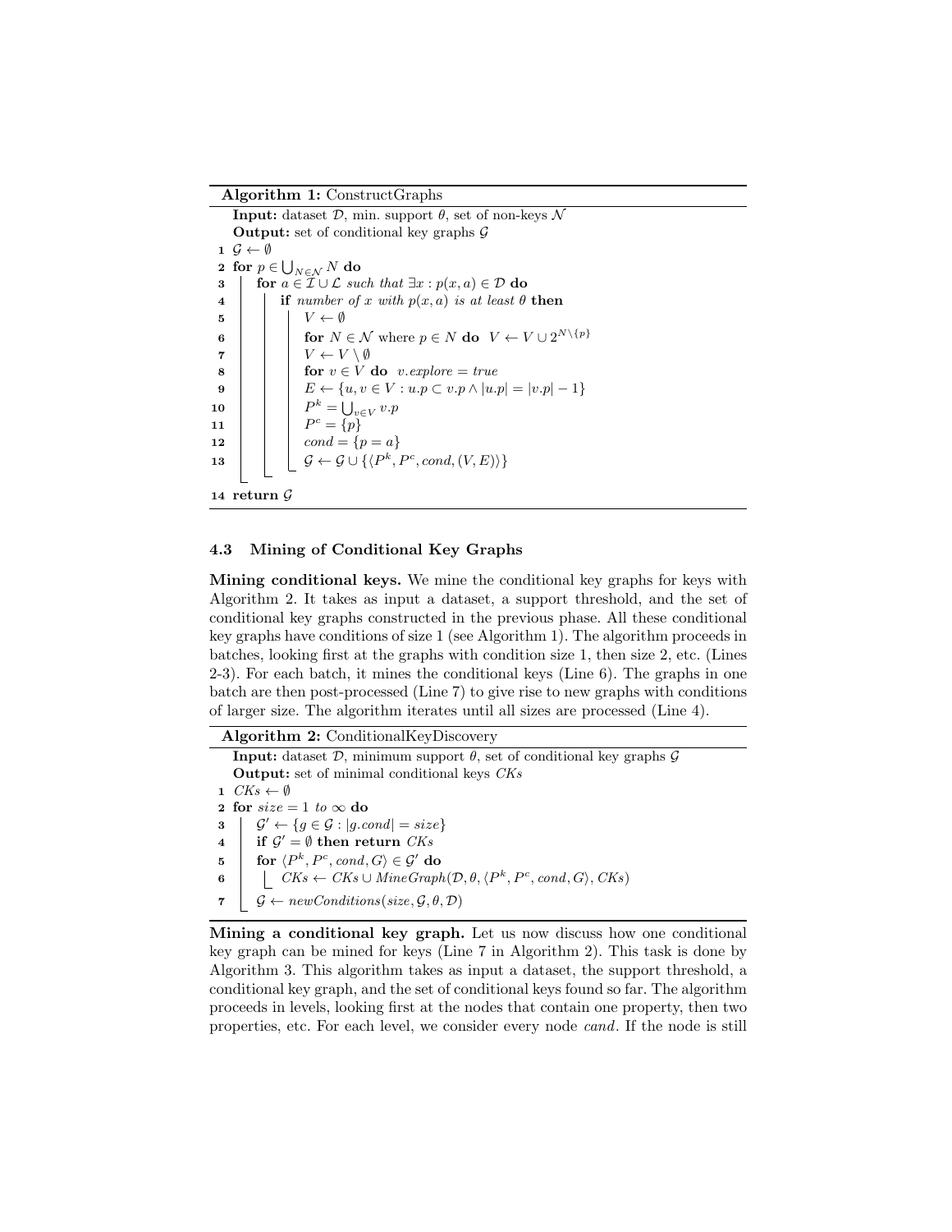**Algorithm 1:** ConstructGraphs

```
   Input: dataset 𝒟, min. support θ, set of non-keys 𝒩
   Output: set of conditional key graphs 𝒢
 1 𝒢 ← ∅
 2 for p ∈ ⋃_{N∈𝒩} N do
 3     for a ∈ ℐ ∪ ℒ such that ∃x : p(x, a) ∈ 𝒟 do
 4         if number of x with p(x, a) is at least θ then
 5             V ← ∅
 6             for N ∈ 𝒩 where p ∈ N do  V ← V ∪ 2^{N∖{p}}
 7             V ← V ∖ ∅
 8             for v ∈ V do  v.explore = true
 9             E ← {u, v ∈ V : u.p ⊂ v.p ∧ |u.p| = |v.p| − 1}
10             P^k = ⋃_{v∈V} v.p
11             P^c = {p}
12             cond = {p = a}
13             𝒢 ← 𝒢 ∪ {⟨P^k, P^c, cond, (V, E)⟩}
14 return 𝒢
```

### 4.3 Mining of Conditional Key Graphs

**Mining conditional keys.** We mine the conditional key graphs for keys with Algorithm 2. It takes as input a dataset, a support threshold, and the set of conditional key graphs constructed in the previous phase. All these conditional key graphs have conditions of size 1 (see Algorithm 1). The algorithm proceeds in batches, looking first at the graphs with condition size 1, then size 2, etc. (Lines 2-3). For each batch, it mines the conditional keys (Line 6). The graphs in one batch are then post-processed (Line 7) to give rise to new graphs with conditions of larger size. The algorithm iterates until all sizes are processed (Line 4).

**Algorithm 2:** ConditionalKeyDiscovery

```
   Input: dataset 𝒟, minimum support θ, set of conditional key graphs 𝒢
   Output: set of minimal conditional keys CKs
 1 CKs ← ∅
 2 for size = 1 to ∞ do
 3     𝒢' ← {g ∈ 𝒢 : |g.cond| = size}
 4     if 𝒢' = ∅ then return CKs
 5     for ⟨P^k, P^c, cond, G⟩ ∈ 𝒢' do
 6         CKs ← CKs ∪ MineGraph(𝒟, θ, ⟨P^k, P^c, cond, G⟩, CKs)
 7     𝒢 ← newConditions(size, 𝒢, θ, 𝒟)
```

**Mining a conditional key graph.** Let us now discuss how one conditional key graph can be mined for keys (Line 7 in Algorithm 2). This task is done by Algorithm 3. This algorithm takes as input a dataset, the support threshold, a conditional key graph, and the set of conditional keys found so far. The algorithm proceeds in levels, looking first at the nodes that contain one property, then two properties, etc. For each level, we consider every node *cand*. If the node is still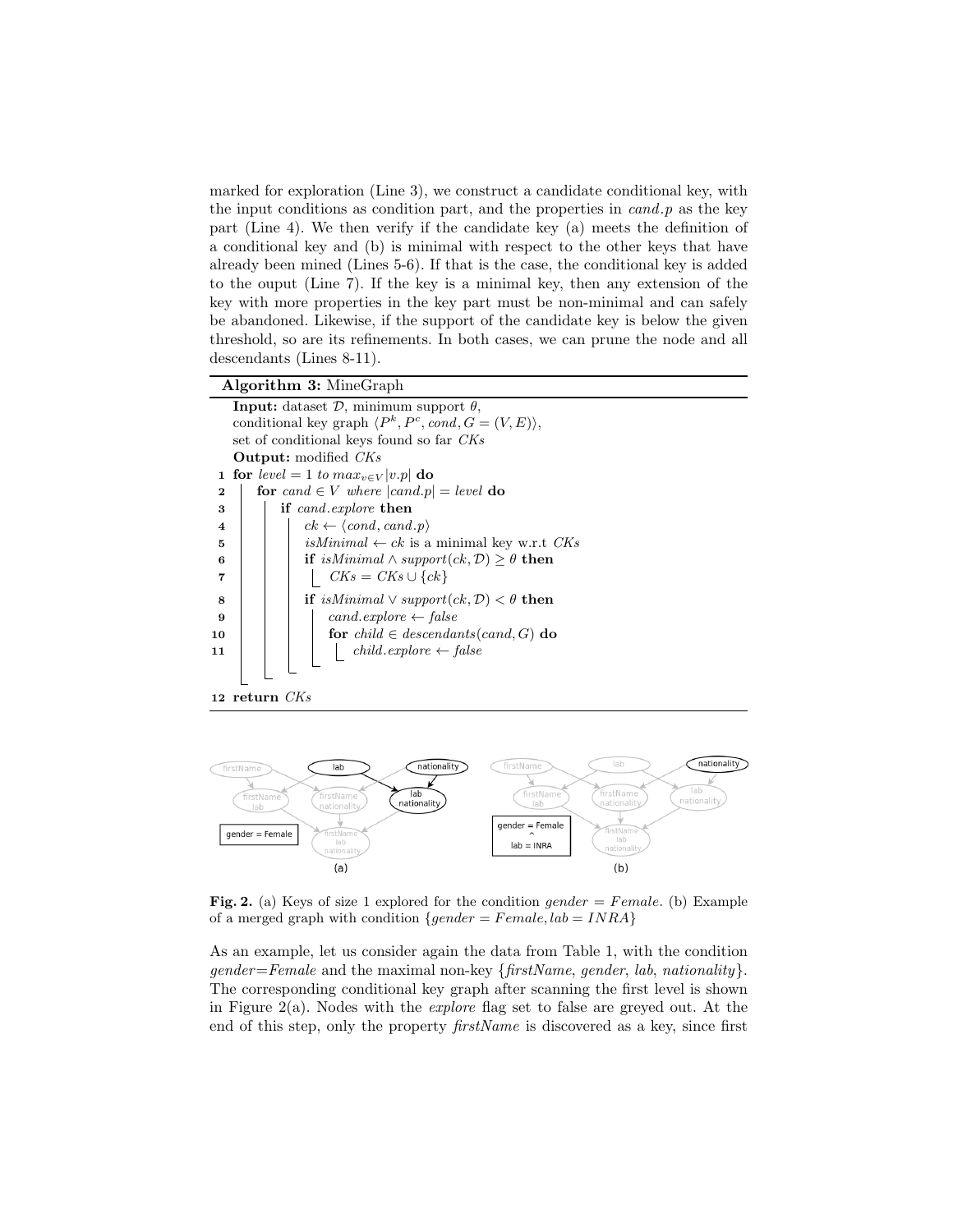marked for exploration (Line 3), we construct a candidate conditional key, with the input conditions as condition part, and the properties in *cand.p* as the key part (Line 4). We then verify if the candidate key (a) meets the definition of a conditional key and (b) is minimal with respect to the other keys that have already been mined (Lines 5-6). If that is the case, the conditional key is added to the ouput (Line 7). If the key is a minimal key, then any extension of the key with more properties in the key part must be non-minimal and can safely be abandoned. Likewise, if the support of the candidate key is below the given threshold, so are its refinements. In both cases, we can prune the node and all descendants (Lines 8-11).

**Algorithm 3:** MineGraph

```
   Input: dataset D, minimum support θ,
   conditional key graph ⟨P^k, P^c, cond, G = (V, E)⟩,
   set of conditional keys found so far CKs
   Output: modified CKs
1  for level = 1 to max_{v∈V} |v.p| do
2      for cand ∈ V where |cand.p| = level do
3          if cand.explore then
4              ck ← ⟨cond, cand.p⟩
5              isMinimal ← ck is a minimal key w.r.t CKs
6              if isMinimal ∧ support(ck, D) ≥ θ then
7                  CKs = CKs ∪ {ck}
8              if isMinimal ∨ support(ck, D) < θ then
9                  cand.explore ← false
10                 for child ∈ descendants(cand, G) do
11                     child.explore ← false
12 return CKs
```

**Fig. 2.** (a) Keys of size 1 explored for the condition $gender = Female$. (b) Example of a merged graph with condition $\{gender = Female, lab = INRA\}$

As an example, let us consider again the data from Table 1, with the condition *gender*=*Female* and the maximal non-key {*firstName*, *gender*, *lab*, *nationality*}. The corresponding conditional key graph after scanning the first level is shown in Figure 2(a). Nodes with the *explore* flag set to false are greyed out. At the end of this step, only the property *firstName* is discovered as a key, since first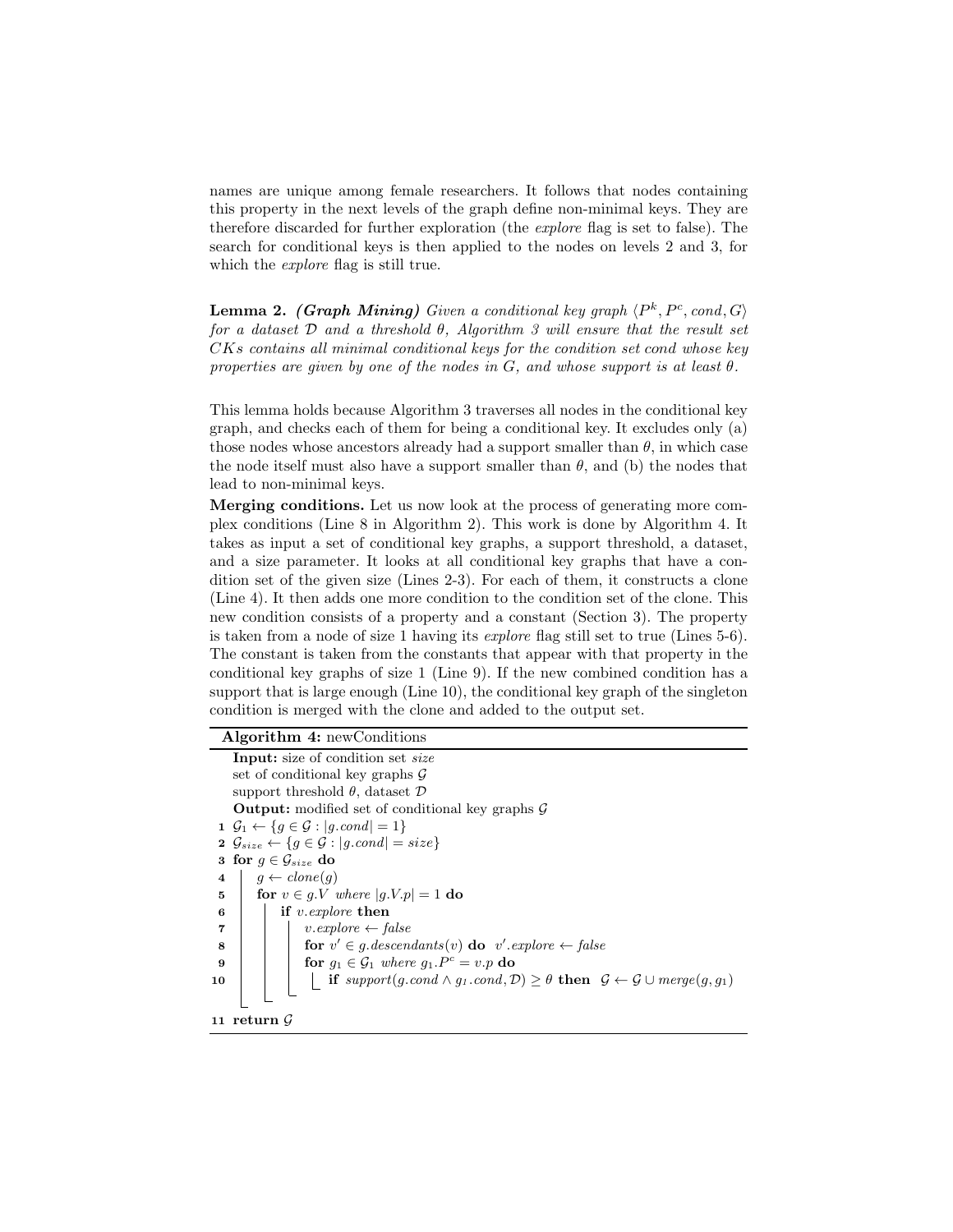names are unique among female researchers. It follows that nodes containing this property in the next levels of the graph define non-minimal keys. They are therefore discarded for further exploration (the *explore* flag is set to false). The search for conditional keys is then applied to the nodes on levels 2 and 3, for which the *explore* flag is still true.

**Lemma 2.** ***(Graph Mining)*** *Given a conditional key graph $\langle P^k, P^c, cond, G\rangle$ for a dataset $\mathcal{D}$ and a threshold $\theta$, Algorithm 3 will ensure that the result set $CKs$ contains all minimal conditional keys for the condition set $cond$ whose key properties are given by one of the nodes in $G$, and whose support is at least $\theta$.*

This lemma holds because Algorithm 3 traverses all nodes in the conditional key graph, and checks each of them for being a conditional key. It excludes only (a) those nodes whose ancestors already had a support smaller than $\theta$, in which case the node itself must also have a support smaller than $\theta$, and (b) the nodes that lead to non-minimal keys.

**Merging conditions.** Let us now look at the process of generating more complex conditions (Line 8 in Algorithm 2). This work is done by Algorithm 4. It takes as input a set of conditional key graphs, a support threshold, a dataset, and a size parameter. It looks at all conditional key graphs that have a condition set of the given size (Lines 2-3). For each of them, it constructs a clone (Line 4). It then adds one more condition to the condition set of the clone. This new condition consists of a property and a constant (Section 3). The property is taken from a node of size 1 having its *explore* flag still set to true (Lines 5-6). The constant is taken from the constants that appear with that property in the conditional key graphs of size 1 (Line 9). If the new combined condition has a support that is large enough (Line 10), the conditional key graph of the singleton condition is merged with the clone and added to the output set.

**Algorithm 4:** newConditions

**Input:** size of condition set *size*
set of conditional key graphs $\mathcal{G}$
support threshold $\theta$, dataset $\mathcal{D}$
**Output:** modified set of conditional key graphs $\mathcal{G}$

```
1  G_1 ← {g ∈ G : |g.cond| = 1}
2  G_size ← {g ∈ G : |g.cond| = size}
3  for g ∈ G_size do
4      g ← clone(g)
5      for v ∈ g.V where |g.V.p| = 1 do
6          if v.explore then
7              v.explore ← false
8              for v' ∈ g.descendants(v) do v'.explore ← false
9              for g_1 ∈ G_1 where g_1.P^c = v.p do
10                 if support(g.cond ∧ g_1.cond, D) ≥ θ then G ← G ∪ merge(g, g_1)
11 return G
```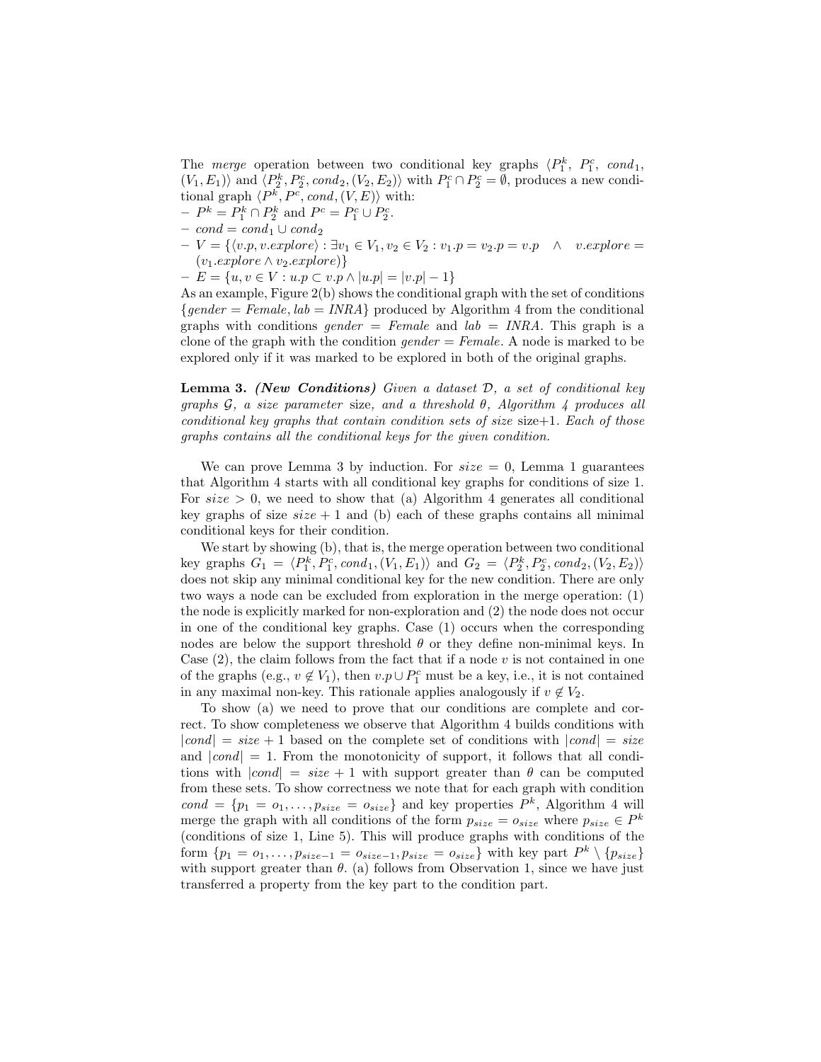The *merge* operation between two conditional key graphs $\langle P_1^k, P_1^c, cond_1, (V_1, E_1)\rangle$ and $\langle P_2^k, P_2^c, cond_2, (V_2, E_2)\rangle$ with $P_1^c \cap P_2^c = \emptyset$, produces a new conditional graph $\langle P^k, P^c, cond, (V, E)\rangle$ with:

- $P^k = P_1^k \cap P_2^k$ and $P^c = P_1^c \cup P_2^c$.
- $cond = cond_1 \cup cond_2$
- $V = \{\langle v.p, v.explore\rangle : \exists v_1 \in V_1, v_2 \in V_2 : v_1.p = v_2.p = v.p \quad \wedge \quad v.explore = (v_1.explore \wedge v_2.explore)\}$
- $E = \{u, v \in V : u.p \subset v.p \wedge |u.p| = |v.p| - 1\}$

As an example, Figure 2(b) shows the conditional graph with the set of conditions $\{gender = Female, lab = INRA\}$ produced by Algorithm 4 from the conditional graphs with conditions $gender = Female$ and $lab = INRA$. This graph is a clone of the graph with the condition $gender = Female$. A node is marked to be explored only if it was marked to be explored in both of the original graphs.

**Lemma 3.** ***(New Conditions)*** *Given a dataset $\mathcal{D}$, a set of conditional key graphs $\mathcal{G}$, a size parameter* size*, and a threshold $\theta$, Algorithm 4 produces all conditional key graphs that contain condition sets of size* size+1*. Each of those graphs contains all the conditional keys for the given condition.*

We can prove Lemma 3 by induction. For $size = 0$, Lemma 1 guarantees that Algorithm 4 starts with all conditional key graphs for conditions of size 1. For $size > 0$, we need to show that (a) Algorithm 4 generates all conditional key graphs of size $size + 1$ and (b) each of these graphs contains all minimal conditional keys for their condition.

We start by showing (b), that is, the merge operation between two conditional key graphs $G_1 = \langle P_1^k, P_1^c, cond_1, (V_1, E_1)\rangle$ and $G_2 = \langle P_2^k, P_2^c, cond_2, (V_2, E_2)\rangle$ does not skip any minimal conditional key for the new condition. There are only two ways a node can be excluded from exploration in the merge operation: (1) the node is explicitly marked for non-exploration and (2) the node does not occur in one of the conditional key graphs. Case (1) occurs when the corresponding nodes are below the support threshold $\theta$ or they define non-minimal keys. In Case (2), the claim follows from the fact that if a node $v$ is not contained in one of the graphs (e.g., $v \notin V_1$), then $v.p \cup P_1^c$ must be a key, i.e., it is not contained in any maximal non-key. This rationale applies analogously if $v \notin V_2$.

To show (a) we need to prove that our conditions are complete and correct. To show completeness we observe that Algorithm 4 builds conditions with $|cond| = size + 1$ based on the complete set of conditions with $|cond| = size$ and $|cond| = 1$. From the monotonicity of support, it follows that all conditions with $|cond| = size + 1$ with support greater than $\theta$ can be computed from these sets. To show correctness we note that for each graph with condition $cond = \{p_1 = o_1, \ldots, p_{size} = o_{size}\}$ and key properties $P^k$, Algorithm 4 will merge the graph with all conditions of the form $p_{size} = o_{size}$ where $p_{size} \in P^k$ (conditions of size 1, Line 5). This will produce graphs with conditions of the form $\{p_1 = o_1, \ldots, p_{size-1} = o_{size-1}, p_{size} = o_{size}\}$ with key part $P^k \setminus \{p_{size}\}$ with support greater than $\theta$. (a) follows from Observation 1, since we have just transferred a property from the key part to the condition part.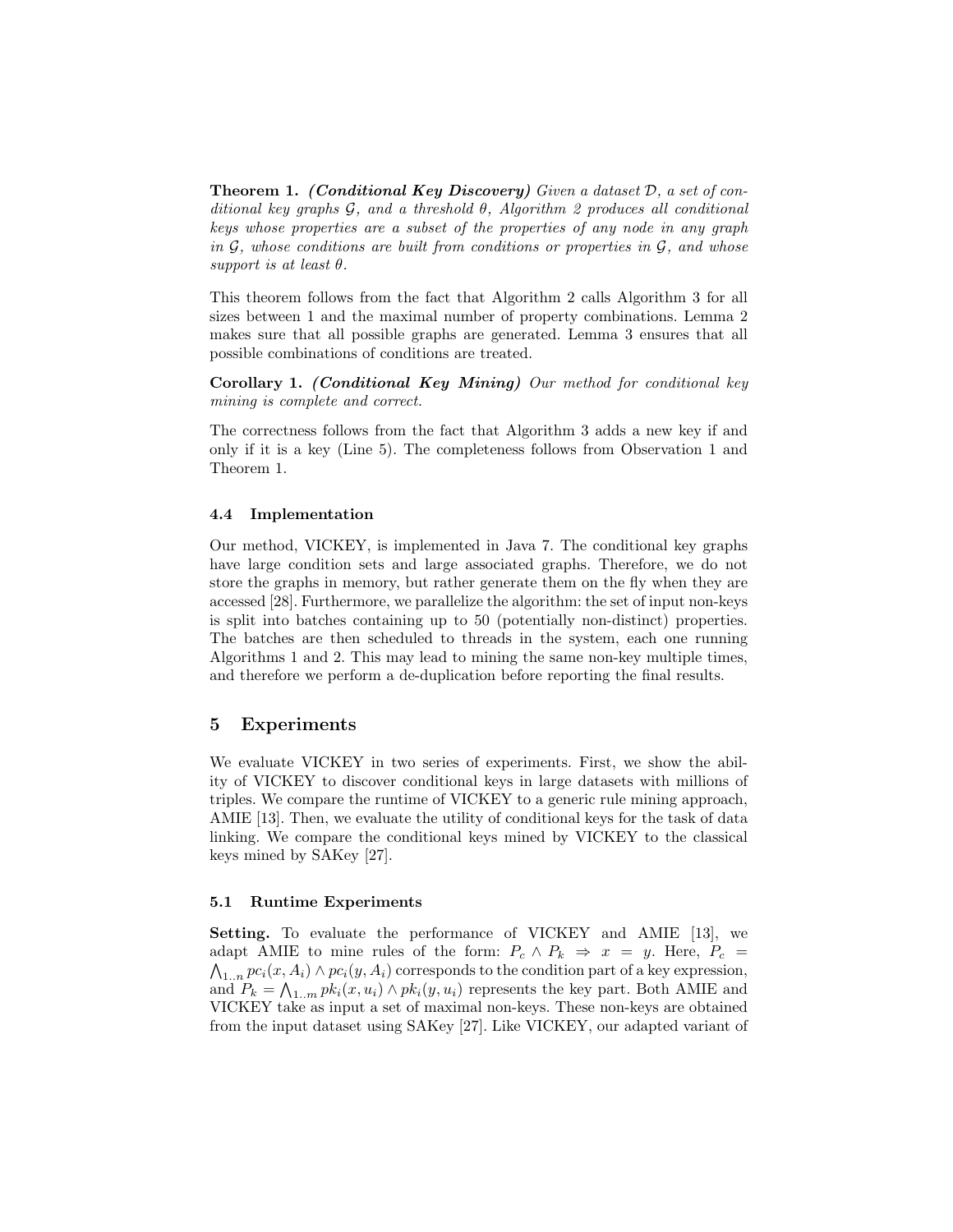**Theorem 1.** ***(Conditional Key Discovery)*** *Given a dataset $\mathcal{D}$, a set of conditional key graphs $\mathcal{G}$, and a threshold $\theta$, Algorithm 2 produces all conditional keys whose properties are a subset of the properties of any node in any graph in $\mathcal{G}$, whose conditions are built from conditions or properties in $\mathcal{G}$, and whose support is at least $\theta$.*

This theorem follows from the fact that Algorithm 2 calls Algorithm 3 for all sizes between 1 and the maximal number of property combinations. Lemma 2 makes sure that all possible graphs are generated. Lemma 3 ensures that all possible combinations of conditions are treated.

**Corollary 1.** ***(Conditional Key Mining)*** *Our method for conditional key mining is complete and correct.*

The correctness follows from the fact that Algorithm 3 adds a new key if and only if it is a key (Line 5). The completeness follows from Observation 1 and Theorem 1.

### 4.4 Implementation

Our method, VICKEY, is implemented in Java 7. The conditional key graphs have large condition sets and large associated graphs. Therefore, we do not store the graphs in memory, but rather generate them on the fly when they are accessed [28]. Furthermore, we parallelize the algorithm: the set of input non-keys is split into batches containing up to 50 (potentially non-distinct) properties. The batches are then scheduled to threads in the system, each one running Algorithms 1 and 2. This may lead to mining the same non-key multiple times, and therefore we perform a de-duplication before reporting the final results.

## 5 Experiments

We evaluate VICKEY in two series of experiments. First, we show the ability of VICKEY to discover conditional keys in large datasets with millions of triples. We compare the runtime of VICKEY to a generic rule mining approach, AMIE [13]. Then, we evaluate the utility of conditional keys for the task of data linking. We compare the conditional keys mined by VICKEY to the classical keys mined by SAKey [27].

### 5.1 Runtime Experiments

**Setting.** To evaluate the performance of VICKEY and AMIE [13], we adapt AMIE to mine rules of the form: $P_c \wedge P_k \Rightarrow x = y$. Here, $P_c = \bigwedge_{1..n} pc_i(x, A_i) \wedge pc_i(y, A_i)$ corresponds to the condition part of a key expression, and $P_k = \bigwedge_{1..m} pk_i(x, u_i) \wedge pk_i(y, u_i)$ represents the key part. Both AMIE and VICKEY take as input a set of maximal non-keys. These non-keys are obtained from the input dataset using SAKey [27]. Like VICKEY, our adapted variant of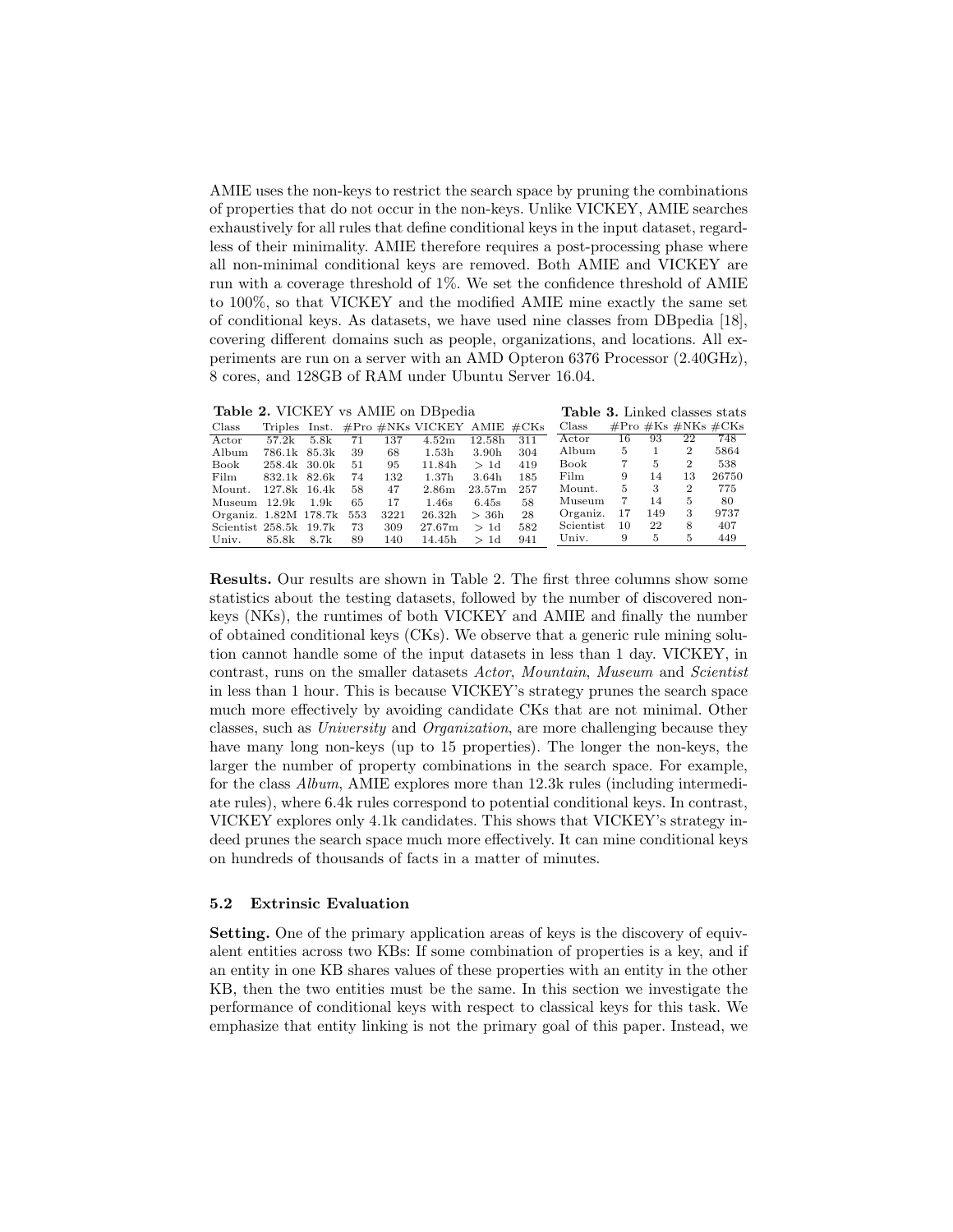AMIE uses the non-keys to restrict the search space by pruning the combinations of properties that do not occur in the non-keys. Unlike VICKEY, AMIE searches exhaustively for all rules that define conditional keys in the input dataset, regardless of their minimality. AMIE therefore requires a post-processing phase where all non-minimal conditional keys are removed. Both AMIE and VICKEY are run with a coverage threshold of 1%. We set the confidence threshold of AMIE to 100%, so that VICKEY and the modified AMIE mine exactly the same set of conditional keys. As datasets, we have used nine classes from DBpedia [18], covering different domains such as people, organizations, and locations. All experiments are run on a server with an AMD Opteron 6376 Processor (2.40GHz), 8 cores, and 128GB of RAM under Ubuntu Server 16.04.

**Table 2.** VICKEY vs AMIE on DBpedia

| Class | Triples | Inst. | #Pro | #NKs | VICKEY | AMIE | #CKs |
|---|---|---|---|---|---|---|---|
| Actor | 57.2k | 5.8k | 71 | 137 | 4.52m | 12.58h | 311 |
| Album | 786.1k | 85.3k | 39 | 68 | 1.53h | 3.90h | 304 |
| Book | 258.4k | 30.0k | 51 | 95 | 11.84h | > 1d | 419 |
| Film | 832.1k | 82.6k | 74 | 132 | 1.37h | 3.64h | 185 |
| Mount. | 127.8k | 16.4k | 58 | 47 | 2.86m | 23.57m | 257 |
| Museum | 12.9k | 1.9k | 65 | 17 | 1.46s | 6.45s | 58 |
| Organiz. | 1.82M | 178.7k | 553 | 3221 | 26.32h | > 36h | 28 |
| Scientist | 258.5k | 19.7k | 73 | 309 | 27.67m | > 1d | 582 |
| Univ. | 85.8k | 8.7k | 89 | 140 | 14.45h | > 1d | 941 |

**Table 3.** Linked classes stats

| Class | #Pro | #Ks | #NKs | #CKs |
|---|---|---|---|---|
| Actor | 16 | 93 | 22 | 748 |
| Album | 5 | 1 | 2 | 5864 |
| Book | 7 | 5 | 2 | 538 |
| Film | 9 | 14 | 13 | 26750 |
| Mount. | 5 | 3 | 2 | 775 |
| Museum | 7 | 14 | 5 | 80 |
| Organiz. | 17 | 149 | 3 | 9737 |
| Scientist | 10 | 22 | 8 | 407 |
| Univ. | 9 | 5 | 5 | 449 |

**Results.** Our results are shown in Table 2. The first three columns show some statistics about the testing datasets, followed by the number of discovered non-keys (NKs), the runtimes of both VICKEY and AMIE and finally the number of obtained conditional keys (CKs). We observe that a generic rule mining solution cannot handle some of the input datasets in less than 1 day. VICKEY, in contrast, runs on the smaller datasets *Actor*, *Mountain*, *Museum* and *Scientist* in less than 1 hour. This is because VICKEY's strategy prunes the search space much more effectively by avoiding candidate CKs that are not minimal. Other classes, such as *University* and *Organization*, are more challenging because they have many long non-keys (up to 15 properties). The longer the non-keys, the larger the number of property combinations in the search space. For example, for the class *Album*, AMIE explores more than 12.3k rules (including intermediate rules), where 6.4k rules correspond to potential conditional keys. In contrast, VICKEY explores only 4.1k candidates. This shows that VICKEY's strategy indeed prunes the search space much more effectively. It can mine conditional keys on hundreds of thousands of facts in a matter of minutes.

### 5.2 Extrinsic Evaluation

**Setting.** One of the primary application areas of keys is the discovery of equivalent entities across two KBs: If some combination of properties is a key, and if an entity in one KB shares values of these properties with an entity in the other KB, then the two entities must be the same. In this section we investigate the performance of conditional keys with respect to classical keys for this task. We emphasize that entity linking is not the primary goal of this paper. Instead, we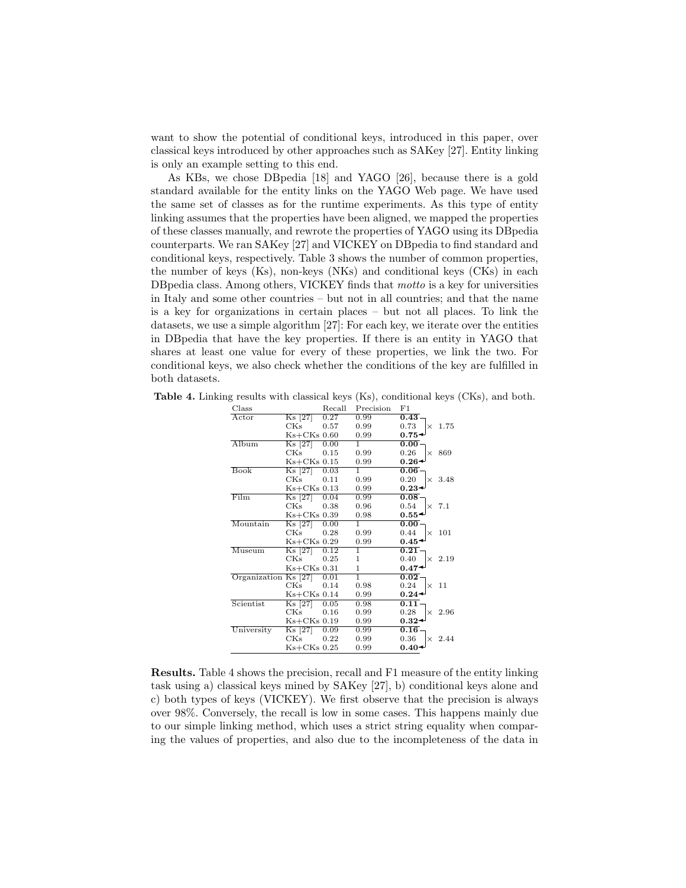want to show the potential of conditional keys, introduced in this paper, over classical keys introduced by other approaches such as SAKey [27]. Entity linking is only an example setting to this end.

As KBs, we chose DBpedia [18] and YAGO [26], because there is a gold standard available for the entity links on the YAGO Web page. We have used the same set of classes as for the runtime experiments. As this type of entity linking assumes that the properties have been aligned, we mapped the properties of these classes manually, and rewrote the properties of YAGO using its DBpedia counterparts. We ran SAKey [27] and VICKEY on DBpedia to find standard and conditional keys, respectively. Table 3 shows the number of common properties, the number of keys (Ks), non-keys (NKs) and conditional keys (CKs) in each DBpedia class. Among others, VICKEY finds that *motto* is a key for universities in Italy and some other countries – but not in all countries; and that the name is a key for organizations in certain places – but not all places. To link the datasets, we use a simple algorithm [27]: For each key, we iterate over the entities in DBpedia that have the key properties. If there is an entity in YAGO that shares at least one value for every of these properties, we link the two. For conditional keys, we also check whether the conditions of the key are fulfilled in both datasets.

**Table 4.** Linking results with classical keys (Ks), conditional keys (CKs), and both.

| Class | | Recall | Precision | F1 | |
|---|---|---|---|---|---|
| Actor | Ks [27] | 0.27 | 0.99 | **0.43** | |
| | CKs | 0.57 | 0.99 | 0.73 | × 1.75 |
| | Ks+CKs | 0.60 | 0.99 | **0.75** | |
| Album | Ks [27] | 0.00 | 1 | **0.00** | |
| | CKs | 0.15 | 0.99 | 0.26 | × 869 |
| | Ks+CKs | 0.15 | 0.99 | **0.26** | |
| Book | Ks [27] | 0.03 | 1 | **0.06** | |
| | CKs | 0.11 | 0.99 | 0.20 | × 3.48 |
| | Ks+CKs | 0.13 | 0.99 | **0.23** | |
| Film | Ks [27] | 0.04 | 0.99 | **0.08** | |
| | CKs | 0.38 | 0.96 | 0.54 | × 7.1 |
| | Ks+CKs | 0.39 | 0.98 | **0.55** | |
| Mountain | Ks [27] | 0.00 | 1 | **0.00** | |
| | CKs | 0.28 | 0.99 | 0.44 | × 101 |
| | Ks+CKs | 0.29 | 0.99 | **0.45** | |
| Museum | Ks [27] | 0.12 | 1 | **0.21** | |
| | CKs | 0.25 | 1 | 0.40 | × 2.19 |
| | Ks+CKs | 0.31 | 1 | **0.47** | |
| Organization | Ks [27] | 0.01 | 1 | **0.02** | |
| | CKs | 0.14 | 0.98 | 0.24 | × 11 |
| | Ks+CKs | 0.14 | 0.99 | **0.24** | |
| Scientist | Ks [27] | 0.05 | 0.98 | **0.11** | |
| | CKs | 0.16 | 0.99 | 0.28 | × 2.96 |
| | Ks+CKs | 0.19 | 0.99 | **0.32** | |
| University | Ks [27] | 0.09 | 0.99 | **0.16** | |
| | CKs | 0.22 | 0.99 | 0.36 | × 2.44 |
| | Ks+CKs | 0.25 | 0.99 | **0.40** | |

**Results.** Table 4 shows the precision, recall and F1 measure of the entity linking task using a) classical keys mined by SAKey [27], b) conditional keys alone and c) both types of keys (VICKEY). We first observe that the precision is always over 98%. Conversely, the recall is low in some cases. This happens mainly due to our simple linking method, which uses a strict string equality when comparing the values of properties, and also due to the incompleteness of the data in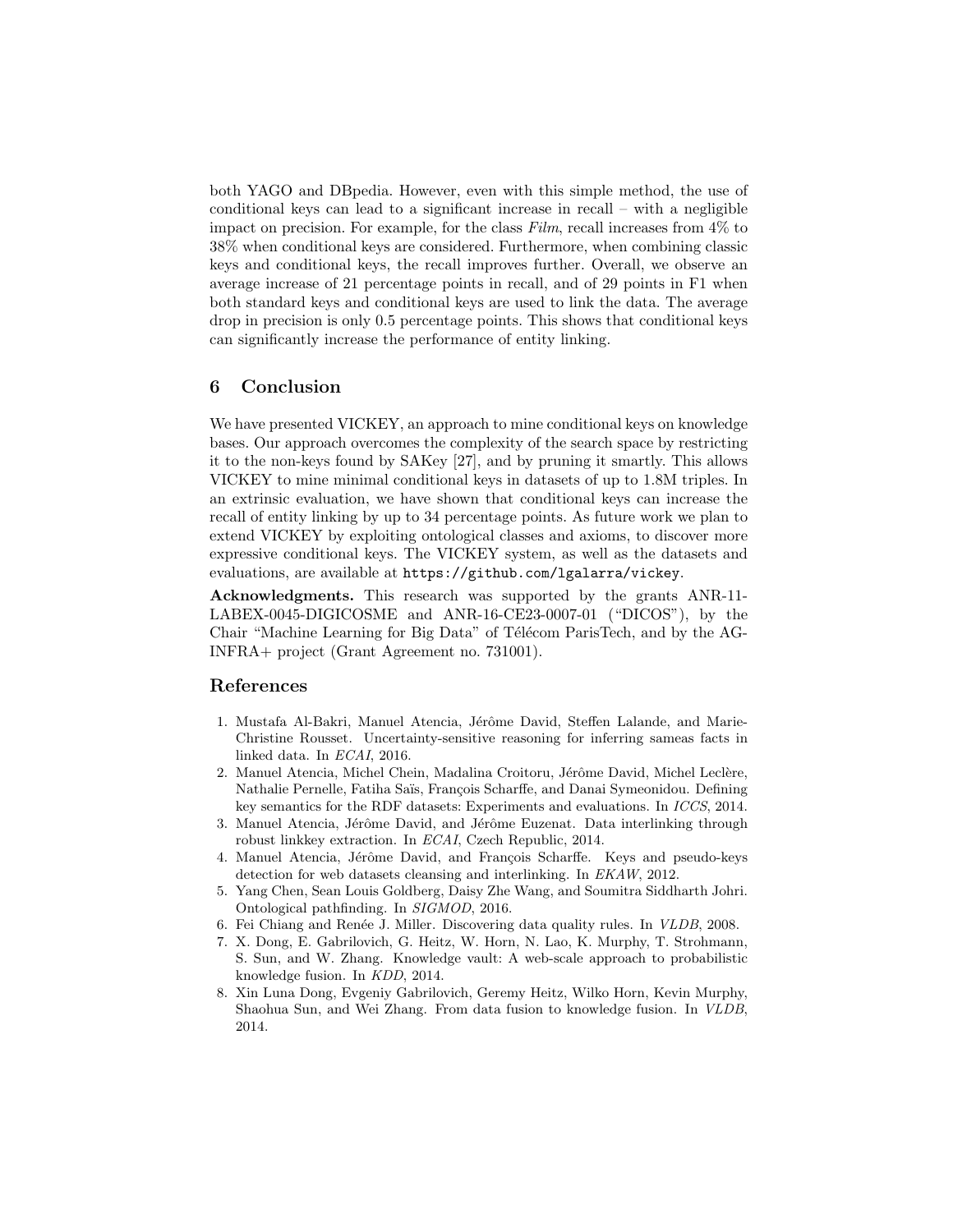both YAGO and DBpedia. However, even with this simple method, the use of conditional keys can lead to a significant increase in recall – with a negligible impact on precision. For example, for the class *Film*, recall increases from 4% to 38% when conditional keys are considered. Furthermore, when combining classic keys and conditional keys, the recall improves further. Overall, we observe an average increase of 21 percentage points in recall, and of 29 points in F1 when both standard keys and conditional keys are used to link the data. The average drop in precision is only 0.5 percentage points. This shows that conditional keys can significantly increase the performance of entity linking.

## 6 Conclusion

We have presented VICKEY, an approach to mine conditional keys on knowledge bases. Our approach overcomes the complexity of the search space by restricting it to the non-keys found by SAKey [27], and by pruning it smartly. This allows VICKEY to mine minimal conditional keys in datasets of up to 1.8M triples. In an extrinsic evaluation, we have shown that conditional keys can increase the recall of entity linking by up to 34 percentage points. As future work we plan to extend VICKEY by exploiting ontological classes and axioms, to discover more expressive conditional keys. The VICKEY system, as well as the datasets and evaluations, are available at `https://github.com/lgalarra/vickey`.

**Acknowledgments.** This research was supported by the grants ANR-11-LABEX-0045-DIGICOSME and ANR-16-CE23-0007-01 ("DICOS"), by the Chair "Machine Learning for Big Data" of Télécom ParisTech, and by the AG-INFRA+ project (Grant Agreement no. 731001).

## References

1. Mustafa Al-Bakri, Manuel Atencia, Jérôme David, Steffen Lalande, and Marie-Christine Rousset. Uncertainty-sensitive reasoning for inferring sameas facts in linked data. In *ECAI*, 2016.
2. Manuel Atencia, Michel Chein, Madalina Croitoru, Jérôme David, Michel Leclère, Nathalie Pernelle, Fatiha Saïs, François Scharffe, and Danai Symeonidou. Defining key semantics for the RDF datasets: Experiments and evaluations. In *ICCS*, 2014.
3. Manuel Atencia, Jérôme David, and Jérôme Euzenat. Data interlinking through robust linkkey extraction. In *ECAI*, Czech Republic, 2014.
4. Manuel Atencia, Jérôme David, and François Scharffe. Keys and pseudo-keys detection for web datasets cleansing and interlinking. In *EKAW*, 2012.
5. Yang Chen, Sean Louis Goldberg, Daisy Zhe Wang, and Soumitra Siddharth Johri. Ontological pathfinding. In *SIGMOD*, 2016.
6. Fei Chiang and Renée J. Miller. Discovering data quality rules. In *VLDB*, 2008.
7. X. Dong, E. Gabrilovich, G. Heitz, W. Horn, N. Lao, K. Murphy, T. Strohmann, S. Sun, and W. Zhang. Knowledge vault: A web-scale approach to probabilistic knowledge fusion. In *KDD*, 2014.
8. Xin Luna Dong, Evgeniy Gabrilovich, Geremy Heitz, Wilko Horn, Kevin Murphy, Shaohua Sun, and Wei Zhang. From data fusion to knowledge fusion. In *VLDB*, 2014.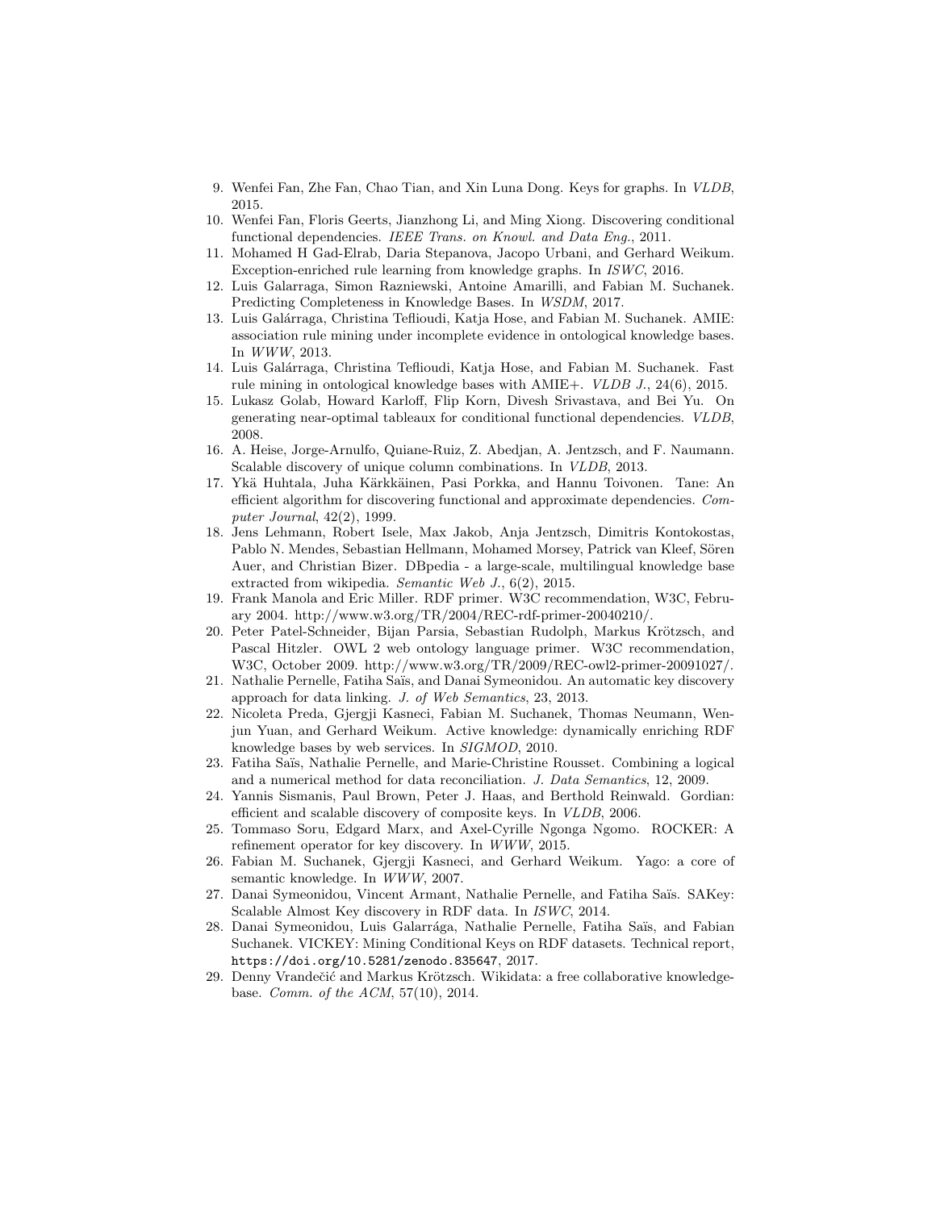9. Wenfei Fan, Zhe Fan, Chao Tian, and Xin Luna Dong. Keys for graphs. In *VLDB*, 2015.
10. Wenfei Fan, Floris Geerts, Jianzhong Li, and Ming Xiong. Discovering conditional functional dependencies. *IEEE Trans. on Knowl. and Data Eng.*, 2011.
11. Mohamed H Gad-Elrab, Daria Stepanova, Jacopo Urbani, and Gerhard Weikum. Exception-enriched rule learning from knowledge graphs. In *ISWC*, 2016.
12. Luis Galarraga, Simon Razniewski, Antoine Amarilli, and Fabian M. Suchanek. Predicting Completeness in Knowledge Bases. In *WSDM*, 2017.
13. Luis Galárraga, Christina Teflioudi, Katja Hose, and Fabian M. Suchanek. AMIE: association rule mining under incomplete evidence in ontological knowledge bases. In *WWW*, 2013.
14. Luis Galárraga, Christina Teflioudi, Katja Hose, and Fabian M. Suchanek. Fast rule mining in ontological knowledge bases with AMIE+. *VLDB J.*, 24(6), 2015.
15. Lukasz Golab, Howard Karloff, Flip Korn, Divesh Srivastava, and Bei Yu. On generating near-optimal tableaux for conditional functional dependencies. *VLDB*, 2008.
16. A. Heise, Jorge-Arnulfo, Quiane-Ruiz, Z. Abedjan, A. Jentzsch, and F. Naumann. Scalable discovery of unique column combinations. In *VLDB*, 2013.
17. Ykä Huhtala, Juha Kärkkäinen, Pasi Porkka, and Hannu Toivonen. Tane: An efficient algorithm for discovering functional and approximate dependencies. *Computer Journal*, 42(2), 1999.
18. Jens Lehmann, Robert Isele, Max Jakob, Anja Jentzsch, Dimitris Kontokostas, Pablo N. Mendes, Sebastian Hellmann, Mohamed Morsey, Patrick van Kleef, Sören Auer, and Christian Bizer. DBpedia - a large-scale, multilingual knowledge base extracted from wikipedia. *Semantic Web J.*, 6(2), 2015.
19. Frank Manola and Eric Miller. RDF primer. W3C recommendation, W3C, February 2004. http://www.w3.org/TR/2004/REC-rdf-primer-20040210/.
20. Peter Patel-Schneider, Bijan Parsia, Sebastian Rudolph, Markus Krötzsch, and Pascal Hitzler. OWL 2 web ontology language primer. W3C recommendation, W3C, October 2009. http://www.w3.org/TR/2009/REC-owl2-primer-20091027/.
21. Nathalie Pernelle, Fatiha Saïs, and Danai Symeonidou. An automatic key discovery approach for data linking. *J. of Web Semantics*, 23, 2013.
22. Nicoleta Preda, Gjergji Kasneci, Fabian M. Suchanek, Thomas Neumann, Wenjun Yuan, and Gerhard Weikum. Active knowledge: dynamically enriching RDF knowledge bases by web services. In *SIGMOD*, 2010.
23. Fatiha Saïs, Nathalie Pernelle, and Marie-Christine Rousset. Combining a logical and a numerical method for data reconciliation. *J. Data Semantics*, 12, 2009.
24. Yannis Sismanis, Paul Brown, Peter J. Haas, and Berthold Reinwald. Gordian: efficient and scalable discovery of composite keys. In *VLDB*, 2006.
25. Tommaso Soru, Edgard Marx, and Axel-Cyrille Ngonga Ngomo. ROCKER: A refinement operator for key discovery. In *WWW*, 2015.
26. Fabian M. Suchanek, Gjergji Kasneci, and Gerhard Weikum. Yago: a core of semantic knowledge. In *WWW*, 2007.
27. Danai Symeonidou, Vincent Armant, Nathalie Pernelle, and Fatiha Saïs. SAKey: Scalable Almost Key discovery in RDF data. In *ISWC*, 2014.
28. Danai Symeonidou, Luis Galarrága, Nathalie Pernelle, Fatiha Saïs, and Fabian Suchanek. VICKEY: Mining Conditional Keys on RDF datasets. Technical report, `https://doi.org/10.5281/zenodo.835647`, 2017.
29. Denny Vrandečić and Markus Krötzsch. Wikidata: a free collaborative knowledgebase. *Comm. of the ACM*, 57(10), 2014.